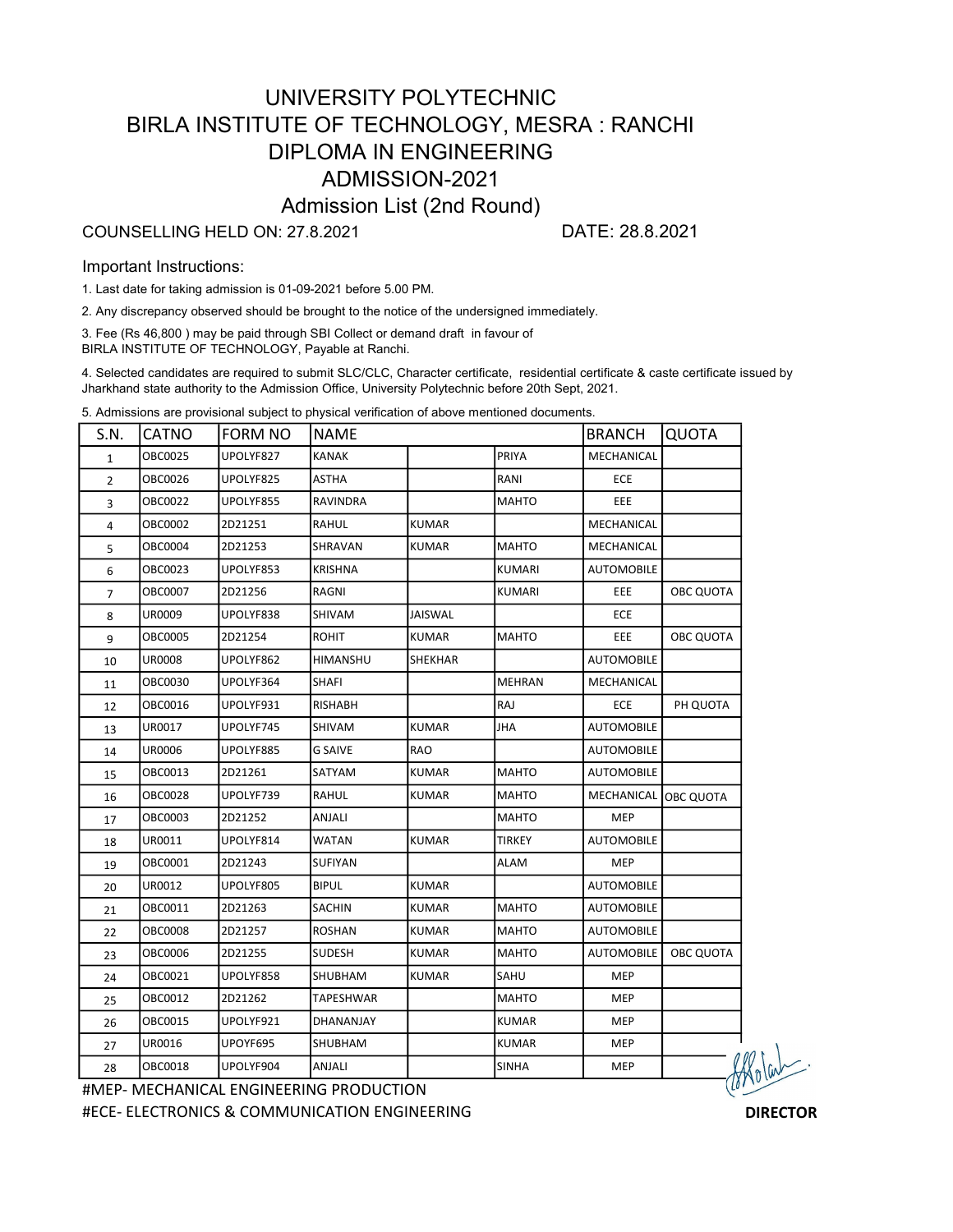# UNIVERSITY POLYTECHNIC
# BIRLA INSTITUTE OF TECHNOLOGY, MESRA : RANCHI
## DIPLOMA IN ENGINEERING
## ADMISSION-2021
### Admission List (2nd Round)

COUNSELLING HELD ON: 27.8.2021 DATE: 28.8.2021

Important Instructions:

1. Last date for taking admission is 01-09-2021 before 5.00 PM.
2. Any discrepancy observed should be brought to the notice of the undersigned immediately.
3. Fee (Rs 46,800 ) may be paid through SBI Collect or demand draft in favour of BIRLA INSTITUTE OF TECHNOLOGY, Payable at Ranchi.
4. Selected candidates are required to submit SLC/CLC, Character certificate, residential certificate & caste certificate issued by Jharkhand state authority to the Admission Office, University Polytechnic before 20th Sept, 2021.
5. Admissions are provisional subject to physical verification of above mentioned documents.

| S.N. | CATNO | FORM NO | NAME | | | BRANCH | QUOTA |
|---|---|---|---|---|---|---|---|
| 1 | OBC0025 | UPOLYF827 | KANAK | | PRIYA | MECHANICAL | |
| 2 | OBC0026 | UPOLYF825 | ASTHA | | RANI | ECE | |
| 3 | OBC0022 | UPOLYF855 | RAVINDRA | | MAHTO | EEE | |
| 4 | OBC0002 | 2D21251 | RAHUL | KUMAR | | MECHANICAL | |
| 5 | OBC0004 | 2D21253 | SHRAVAN | KUMAR | MAHTO | MECHANICAL | |
| 6 | OBC0023 | UPOLYF853 | KRISHNA | | KUMARI | AUTOMOBILE | |
| 7 | OBC0007 | 2D21256 | RAGNI | | KUMARI | EEE | OBC QUOTA |
| 8 | UR0009 | UPOLYF838 | SHIVAM | JAISWAL | | ECE | |
| 9 | OBC0005 | 2D21254 | ROHIT | KUMAR | MAHTO | EEE | OBC QUOTA |
| 10 | UR0008 | UPOLYF862 | HIMANSHU | SHEKHAR | | AUTOMOBILE | |
| 11 | OBC0030 | UPOLYF364 | SHAFI | | MEHRAN | MECHANICAL | |
| 12 | OBC0016 | UPOLYF931 | RISHABH | | RAJ | ECE | PH QUOTA |
| 13 | UR0017 | UPOLYF745 | SHIVAM | KUMAR | JHA | AUTOMOBILE | |
| 14 | UR0006 | UPOLYF885 | G SAIVE | RAO | | AUTOMOBILE | |
| 15 | OBC0013 | 2D21261 | SATYAM | KUMAR | MAHTO | AUTOMOBILE | |
| 16 | OBC0028 | UPOLYF739 | RAHUL | KUMAR | MAHTO | MECHANICAL | OBC QUOTA |
| 17 | OBC0003 | 2D21252 | ANJALI | | MAHTO | MEP | |
| 18 | UR0011 | UPOLYF814 | WATAN | KUMAR | TIRKEY | AUTOMOBILE | |
| 19 | OBC0001 | 2D21243 | SUFIYAN | | ALAM | MEP | |
| 20 | UR0012 | UPOLYF805 | BIPUL | KUMAR | | AUTOMOBILE | |
| 21 | OBC0011 | 2D21263 | SACHIN | KUMAR | MAHTO | AUTOMOBILE | |
| 22 | OBC0008 | 2D21257 | ROSHAN | KUMAR | MAHTO | AUTOMOBILE | |
| 23 | OBC0006 | 2D21255 | SUDESH | KUMAR | MAHTO | AUTOMOBILE | OBC QUOTA |
| 24 | OBC0021 | UPOLYF858 | SHUBHAM | KUMAR | SAHU | MEP | |
| 25 | OBC0012 | 2D21262 | TAPESHWAR | | MAHTO | MEP | |
| 26 | OBC0015 | UPOLYF921 | DHANANJAY | | KUMAR | MEP | |
| 27 | UR0016 | UPOYF695 | SHUBHAM | | KUMAR | MEP | |
| 28 | OBC0018 | UPOLYF904 | ANJALI | | SINHA | MEP | |

#MEP- MECHANICAL ENGINEERING PRODUCTION

#ECE- ELECTRONICS & COMMUNICATION ENGINEERING

**DIRECTOR**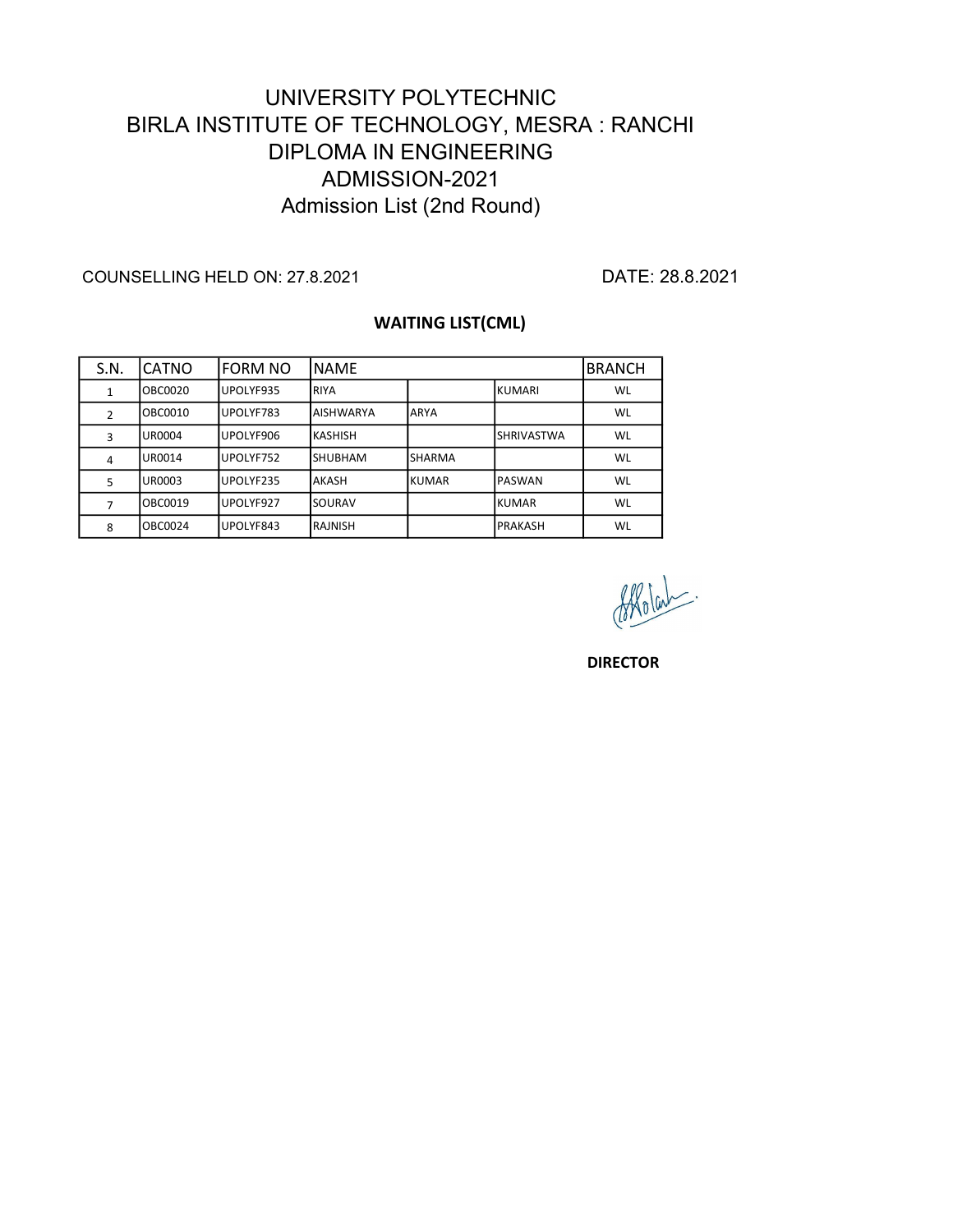# UNIVERSITY POLYTECHNIC
# BIRLA INSTITUTE OF TECHNOLOGY, MESRA : RANCHI
## DIPLOMA IN ENGINEERING
## ADMISSION-2021
### Admission List (2nd Round)

COUNSELLING HELD ON: 27.8.2021

DATE: 28.8.2021

**WAITING LIST(CML)**

| S.N. | CATNO | FORM NO | NAME | | | BRANCH |
|---|---|---|---|---|---|---|
| 1 | OBC0020 | UPOLYF935 | RIYA | | KUMARI | WL |
| 2 | OBC0010 | UPOLYF783 | AISHWARYA | ARYA | | WL |
| 3 | UR0004 | UPOLYF906 | KASHISH | | SHRIVASTWA | WL |
| 4 | UR0014 | UPOLYF752 | SHUBHAM | SHARMA | | WL |
| 5 | UR0003 | UPOLYF235 | AKASH | KUMAR | PASWAN | WL |
| 7 | OBC0019 | UPOLYF927 | SOURAV | | KUMAR | WL |
| 8 | OBC0024 | UPOLYF843 | RAJNISH | | PRAKASH | WL |

**DIRECTOR**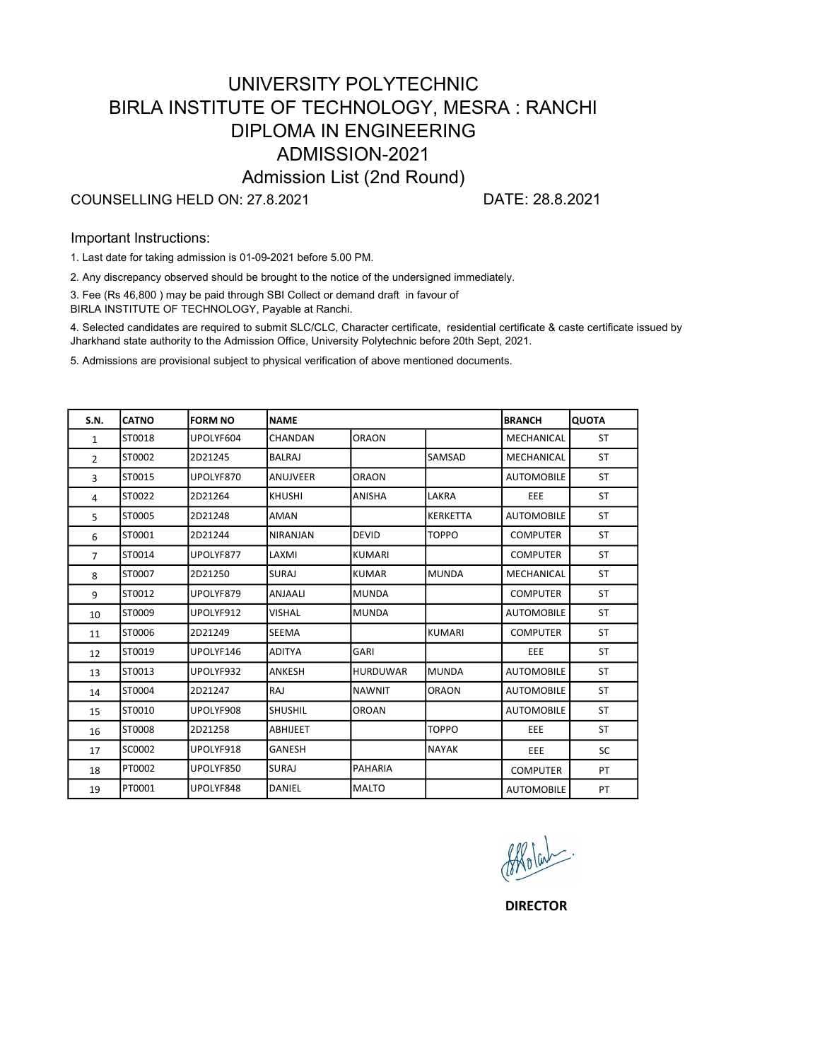# UNIVERSITY POLYTECHNIC
# BIRLA INSTITUTE OF TECHNOLOGY, MESRA : RANCHI
# DIPLOMA IN ENGINEERING
# ADMISSION-2021
## Admission List (2nd Round)

COUNSELLING HELD ON: 27.8.2021 DATE: 28.8.2021

Important Instructions:

1. Last date for taking admission is 01-09-2021 before 5.00 PM.
2. Any discrepancy observed should be brought to the notice of the undersigned immediately.
3. Fee (Rs 46,800 ) may be paid through SBI Collect or demand draft in favour of BIRLA INSTITUTE OF TECHNOLOGY, Payable at Ranchi.
4. Selected candidates are required to submit SLC/CLC, Character certificate, residential certificate & caste certificate issued by Jharkhand state authority to the Admission Office, University Polytechnic before 20th Sept, 2021.
5. Admissions are provisional subject to physical verification of above mentioned documents.

| S.N. | CATNO | FORM NO | NAME | | | BRANCH | QUOTA |
|---|---|---|---|---|---|---|---|
| 1 | ST0018 | UPOLYF604 | CHANDAN | ORAON | | MECHANICAL | ST |
| 2 | ST0002 | 2D21245 | BALRAJ | | SAMSAD | MECHANICAL | ST |
| 3 | ST0015 | UPOLYF870 | ANUJVEER | ORAON | | AUTOMOBILE | ST |
| 4 | ST0022 | 2D21264 | KHUSHI | ANISHA | LAKRA | EEE | ST |
| 5 | ST0005 | 2D21248 | AMAN | | KERKETTA | AUTOMOBILE | ST |
| 6 | ST0001 | 2D21244 | NIRANJAN | DEVID | TOPPO | COMPUTER | ST |
| 7 | ST0014 | UPOLYF877 | LAXMI | KUMARI | | COMPUTER | ST |
| 8 | ST0007 | 2D21250 | SURAJ | KUMAR | MUNDA | MECHANICAL | ST |
| 9 | ST0012 | UPOLYF879 | ANJAALI | MUNDA | | COMPUTER | ST |
| 10 | ST0009 | UPOLYF912 | VISHAL | MUNDA | | AUTOMOBILE | ST |
| 11 | ST0006 | 2D21249 | SEEMA | | KUMARI | COMPUTER | ST |
| 12 | ST0019 | UPOLYF146 | ADITYA | GARI | | EEE | ST |
| 13 | ST0013 | UPOLYF932 | ANKESH | HURDUWAR | MUNDA | AUTOMOBILE | ST |
| 14 | ST0004 | 2D21247 | RAJ | NAWNIT | ORAON | AUTOMOBILE | ST |
| 15 | ST0010 | UPOLYF908 | SHUSHIL | OROAN | | AUTOMOBILE | ST |
| 16 | ST0008 | 2D21258 | ABHIJEET | | TOPPO | EEE | ST |
| 17 | SC0002 | UPOLYF918 | GANESH | | NAYAK | EEE | SC |
| 18 | PT0002 | UPOLYF850 | SURAJ | PAHARIA | | COMPUTER | PT |
| 19 | PT0001 | UPOLYF848 | DANIEL | MALTO | | AUTOMOBILE | PT |

**DIRECTOR**